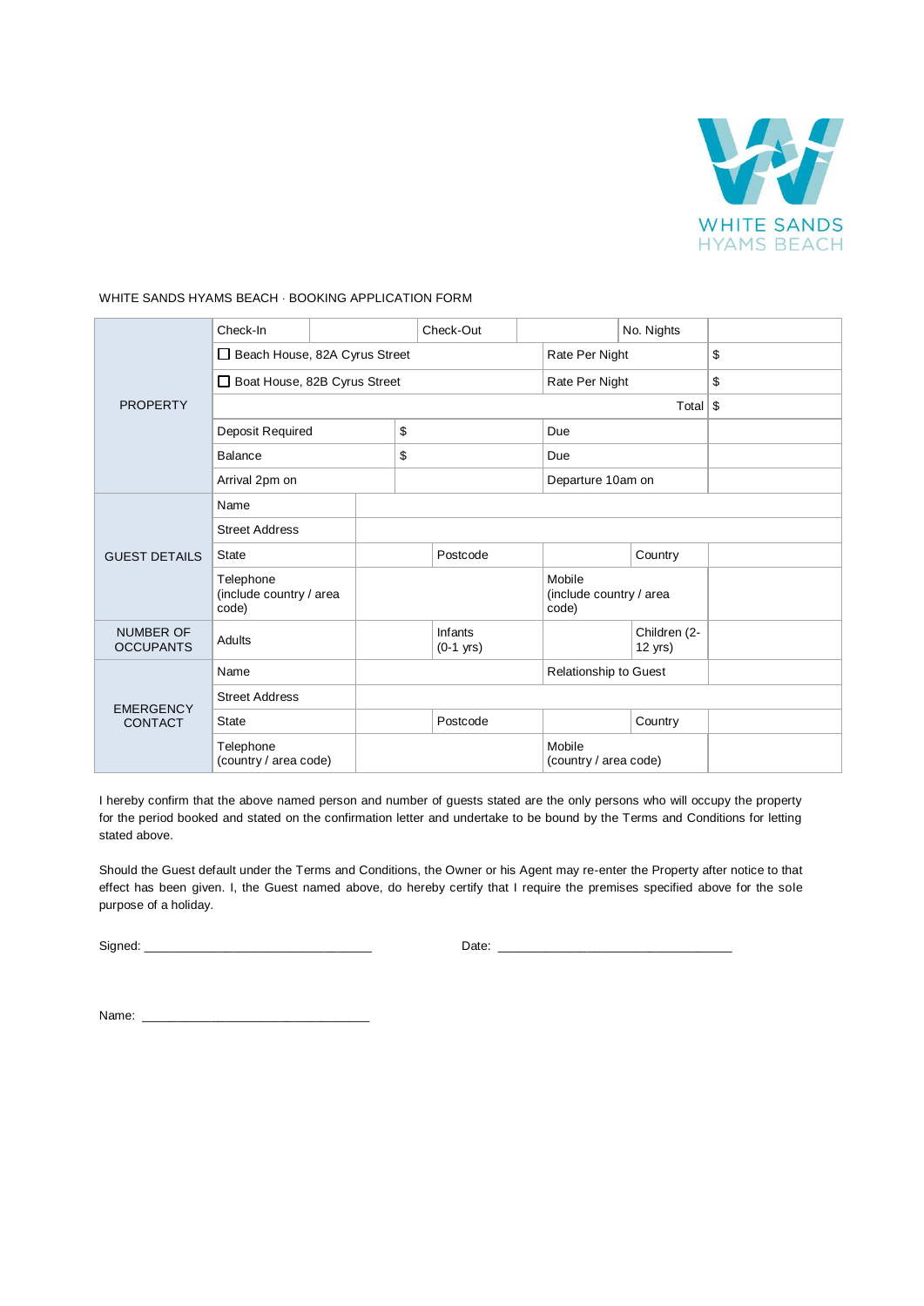WHITE SANDS
HYAMS BEACH

WHITE SANDS HYAMS BEACH · BOOKING APPLICATION FORM

| | | | | | | | |
|---|---|---|---|---|---|---|---|
| PROPERTY | Check-In | | Check-Out | | No. Nights | | |
| | ☐ Beach House, 82A Cyrus Street | | | Rate Per Night | | $ | |
| | ☐ Boat House, 82B Cyrus Street | | | Rate Per Night | | $ | |
| | | | | | Total | $ | |
| | Deposit Required | $ | | Due | | | |
| | Balance | $ | | Due | | | |
| | Arrival 2pm on | | | Departure 10am on | | | |
| GUEST DETAILS | Name | | | | | | |
| | Street Address | | | | | | |
| | State | | Postcode | | Country | | |
| | Telephone (include country / area code) | | | Mobile (include country / area code) | | | |
| NUMBER OF OCCUPANTS | Adults | | Infants (0-1 yrs) | | Children (2-12 yrs) | | |
| EMERGENCY CONTACT | Name | | | Relationship to Guest | | | |
| | Street Address | | | | | | |
| | State | | Postcode | | Country | | |
| | Telephone (country / area code) | | | Mobile (country / area code) | | | |

I hereby confirm that the above named person and number of guests stated are the only persons who will occupy the property for the period booked and stated on the confirmation letter and undertake to be bound by the Terms and Conditions for letting stated above.

Should the Guest default under the Terms and Conditions, the Owner or his Agent may re-enter the Property after notice to that effect has been given. I, the Guest named above, do hereby certify that I require the premises specified above for the sole purpose of a holiday.

Signed: ________________________________ Date: ________________________________

Name: ________________________________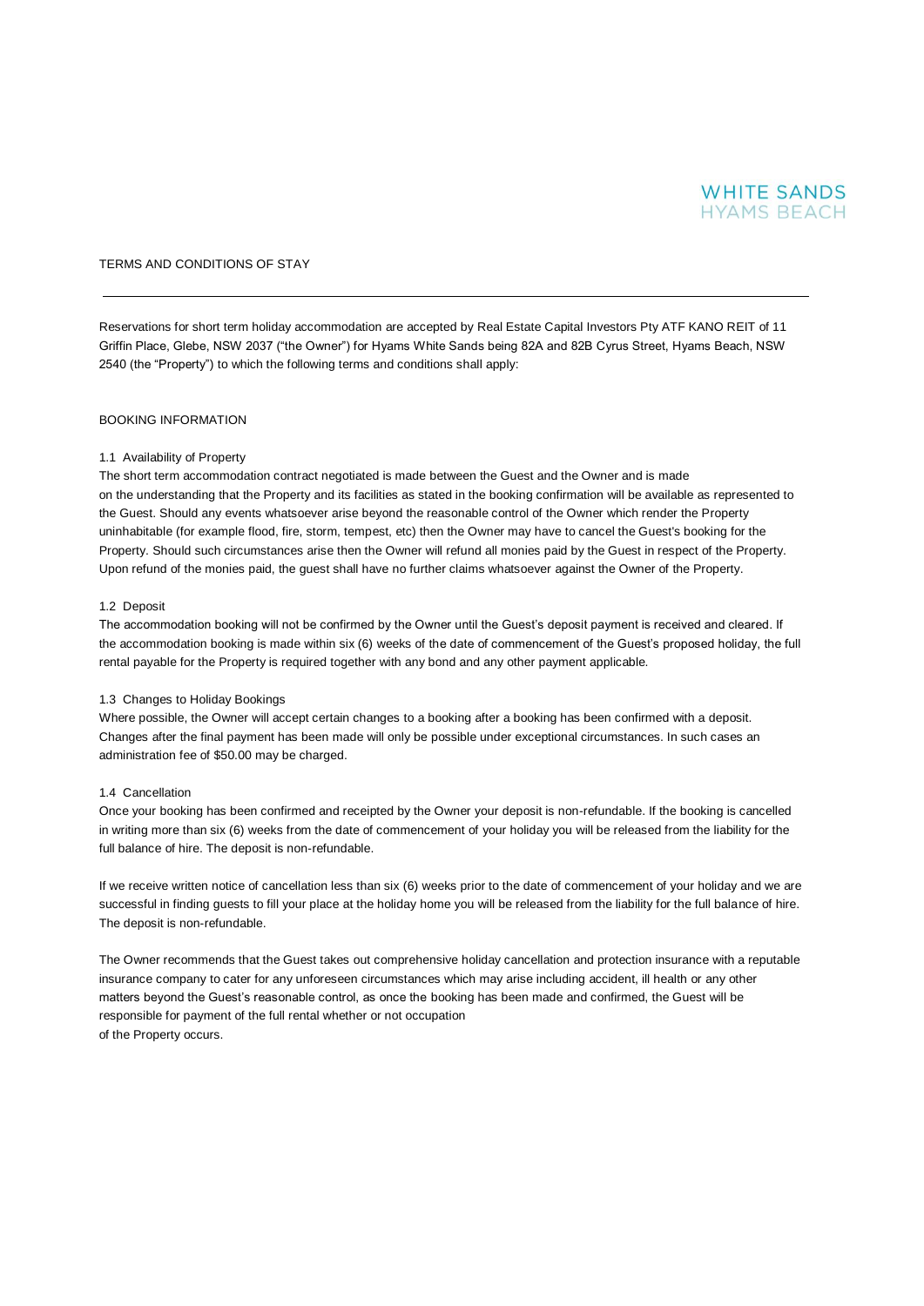WHITE SANDS
HYAMS BEACH

# TERMS AND CONDITIONS OF STAY

---

Reservations for short term holiday accommodation are accepted by Real Estate Capital Investors Pty ATF KANO REIT of 11 Griffin Place, Glebe, NSW 2037 ("the Owner") for Hyams White Sands being 82A and 82B Cyrus Street, Hyams Beach, NSW 2540 (the "Property") to which the following terms and conditions shall apply:

## BOOKING INFORMATION

### 1.1 Availability of Property

The short term accommodation contract negotiated is made between the Guest and the Owner and is made on the understanding that the Property and its facilities as stated in the booking confirmation will be available as represented to the Guest. Should any events whatsoever arise beyond the reasonable control of the Owner which render the Property uninhabitable (for example flood, fire, storm, tempest, etc) then the Owner may have to cancel the Guest's booking for the Property. Should such circumstances arise then the Owner will refund all monies paid by the Guest in respect of the Property. Upon refund of the monies paid, the guest shall have no further claims whatsoever against the Owner of the Property.

### 1.2 Deposit

The accommodation booking will not be confirmed by the Owner until the Guest's deposit payment is received and cleared. If the accommodation booking is made within six (6) weeks of the date of commencement of the Guest's proposed holiday, the full rental payable for the Property is required together with any bond and any other payment applicable.

### 1.3 Changes to Holiday Bookings

Where possible, the Owner will accept certain changes to a booking after a booking has been confirmed with a deposit. Changes after the final payment has been made will only be possible under exceptional circumstances. In such cases an administration fee of $50.00 may be charged.

### 1.4 Cancellation

Once your booking has been confirmed and receipted by the Owner your deposit is non-refundable. If the booking is cancelled in writing more than six (6) weeks from the date of commencement of your holiday you will be released from the liability for the full balance of hire. The deposit is non-refundable.

If we receive written notice of cancellation less than six (6) weeks prior to the date of commencement of your holiday and we are successful in finding guests to fill your place at the holiday home you will be released from the liability for the full balance of hire. The deposit is non-refundable.

The Owner recommends that the Guest takes out comprehensive holiday cancellation and protection insurance with a reputable insurance company to cater for any unforeseen circumstances which may arise including accident, ill health or any other matters beyond the Guest's reasonable control, as once the booking has been made and confirmed, the Guest will be responsible for payment of the full rental whether or not occupation of the Property occurs.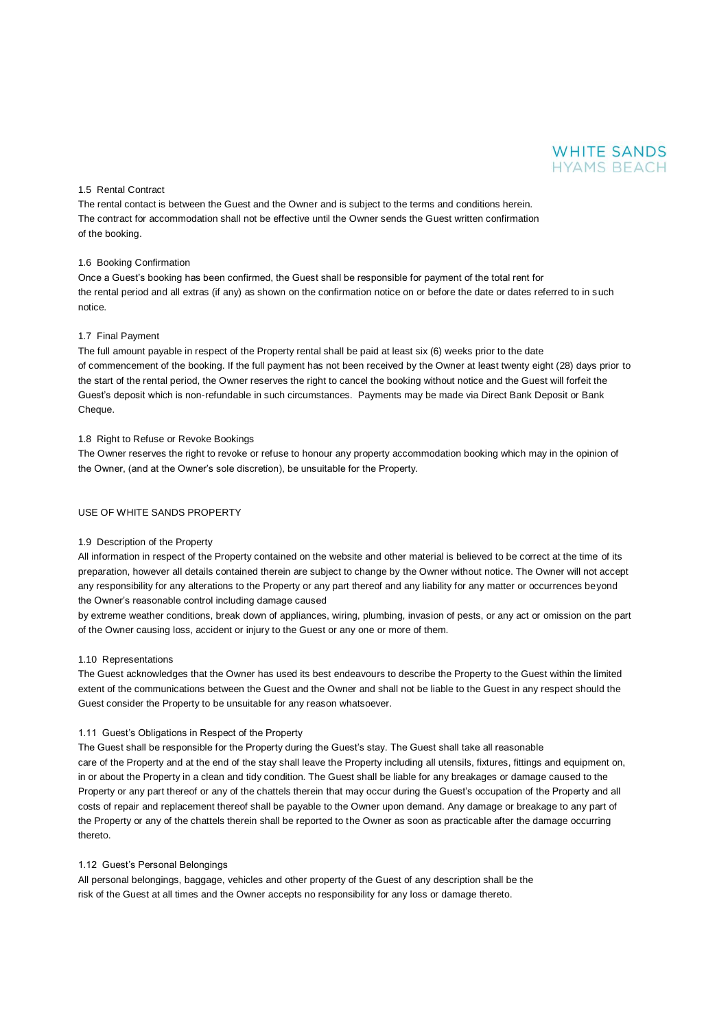1.5 Rental Contract

The rental contact is between the Guest and the Owner and is subject to the terms and conditions herein. The contract for accommodation shall not be effective until the Owner sends the Guest written confirmation of the booking.

1.6 Booking Confirmation

Once a Guest's booking has been confirmed, the Guest shall be responsible for payment of the total rent for the rental period and all extras (if any) as shown on the confirmation notice on or before the date or dates referred to in such notice.

1.7 Final Payment

The full amount payable in respect of the Property rental shall be paid at least six (6) weeks prior to the date of commencement of the booking. If the full payment has not been received by the Owner at least twenty eight (28) days prior to the start of the rental period, the Owner reserves the right to cancel the booking without notice and the Guest will forfeit the Guest's deposit which is non-refundable in such circumstances. Payments may be made via Direct Bank Deposit or Bank Cheque.

1.8 Right to Refuse or Revoke Bookings

The Owner reserves the right to revoke or refuse to honour any property accommodation booking which may in the opinion of the Owner, (and at the Owner's sole discretion), be unsuitable for the Property.

USE OF WHITE SANDS PROPERTY

1.9 Description of the Property

All information in respect of the Property contained on the website and other material is believed to be correct at the time of its preparation, however all details contained therein are subject to change by the Owner without notice. The Owner will not accept any responsibility for any alterations to the Property or any part thereof and any liability for any matter or occurrences beyond the Owner's reasonable control including damage caused by extreme weather conditions, break down of appliances, wiring, plumbing, invasion of pests, or any act or omission on the part of the Owner causing loss, accident or injury to the Guest or any one or more of them.

1.10 Representations

The Guest acknowledges that the Owner has used its best endeavours to describe the Property to the Guest within the limited extent of the communications between the Guest and the Owner and shall not be liable to the Guest in any respect should the Guest consider the Property to be unsuitable for any reason whatsoever.

1.11 Guest's Obligations in Respect of the Property

The Guest shall be responsible for the Property during the Guest's stay. The Guest shall take all reasonable care of the Property and at the end of the stay shall leave the Property including all utensils, fixtures, fittings and equipment on, in or about the Property in a clean and tidy condition. The Guest shall be liable for any breakages or damage caused to the Property or any part thereof or any of the chattels therein that may occur during the Guest's occupation of the Property and all costs of repair and replacement thereof shall be payable to the Owner upon demand. Any damage or breakage to any part of the Property or any of the chattels therein shall be reported to the Owner as soon as practicable after the damage occurring thereto.

1.12 Guest's Personal Belongings

All personal belongings, baggage, vehicles and other property of the Guest of any description shall be the risk of the Guest at all times and the Owner accepts no responsibility for any loss or damage thereto.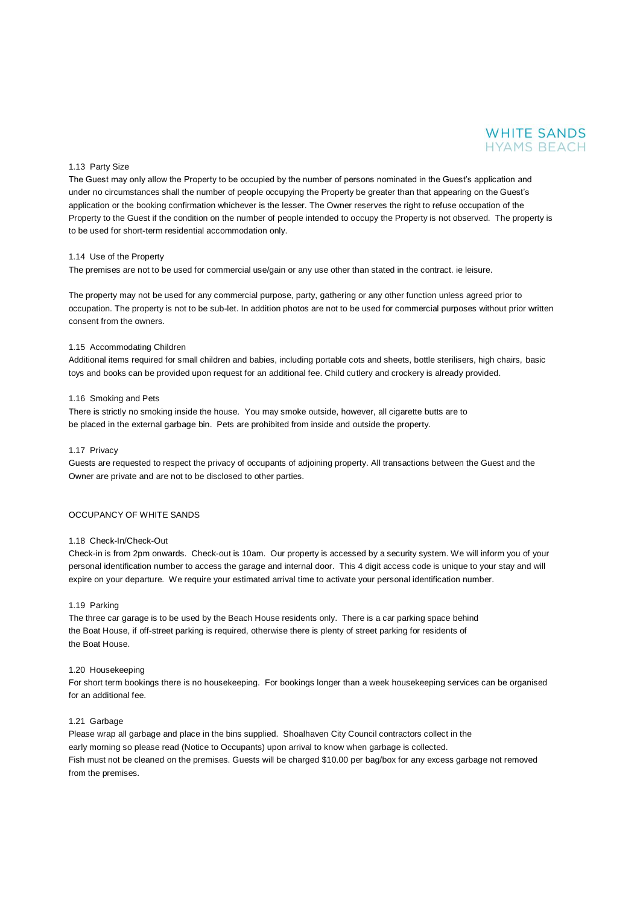### 1.13 Party Size

The Guest may only allow the Property to be occupied by the number of persons nominated in the Guest's application and under no circumstances shall the number of people occupying the Property be greater than that appearing on the Guest's application or the booking confirmation whichever is the lesser. The Owner reserves the right to refuse occupation of the Property to the Guest if the condition on the number of people intended to occupy the Property is not observed. The property is to be used for short-term residential accommodation only.

### 1.14 Use of the Property

The premises are not to be used for commercial use/gain or any use other than stated in the contract. ie leisure.

The property may not be used for any commercial purpose, party, gathering or any other function unless agreed prior to occupation. The property is not to be sub-let. In addition photos are not to be used for commercial purposes without prior written consent from the owners.

### 1.15 Accommodating Children

Additional items required for small children and babies, including portable cots and sheets, bottle sterilisers, high chairs, basic toys and books can be provided upon request for an additional fee. Child cutlery and crockery is already provided.

### 1.16 Smoking and Pets

There is strictly no smoking inside the house. You may smoke outside, however, all cigarette butts are to be placed in the external garbage bin. Pets are prohibited from inside and outside the property.

### 1.17 Privacy

Guests are requested to respect the privacy of occupants of adjoining property. All transactions between the Guest and the Owner are private and are not to be disclosed to other parties.

## OCCUPANCY OF WHITE SANDS

### 1.18 Check-In/Check-Out

Check-in is from 2pm onwards. Check-out is 10am. Our property is accessed by a security system. We will inform you of your personal identification number to access the garage and internal door. This 4 digit access code is unique to your stay and will expire on your departure. We require your estimated arrival time to activate your personal identification number.

### 1.19 Parking

The three car garage is to be used by the Beach House residents only. There is a car parking space behind the Boat House, if off-street parking is required, otherwise there is plenty of street parking for residents of the Boat House.

### 1.20 Housekeeping

For short term bookings there is no housekeeping. For bookings longer than a week housekeeping services can be organised for an additional fee.

### 1.21 Garbage

Please wrap all garbage and place in the bins supplied. Shoalhaven City Council contractors collect in the early morning so please read (Notice to Occupants) upon arrival to know when garbage is collected.
Fish must not be cleaned on the premises. Guests will be charged $10.00 per bag/box for any excess garbage not removed from the premises.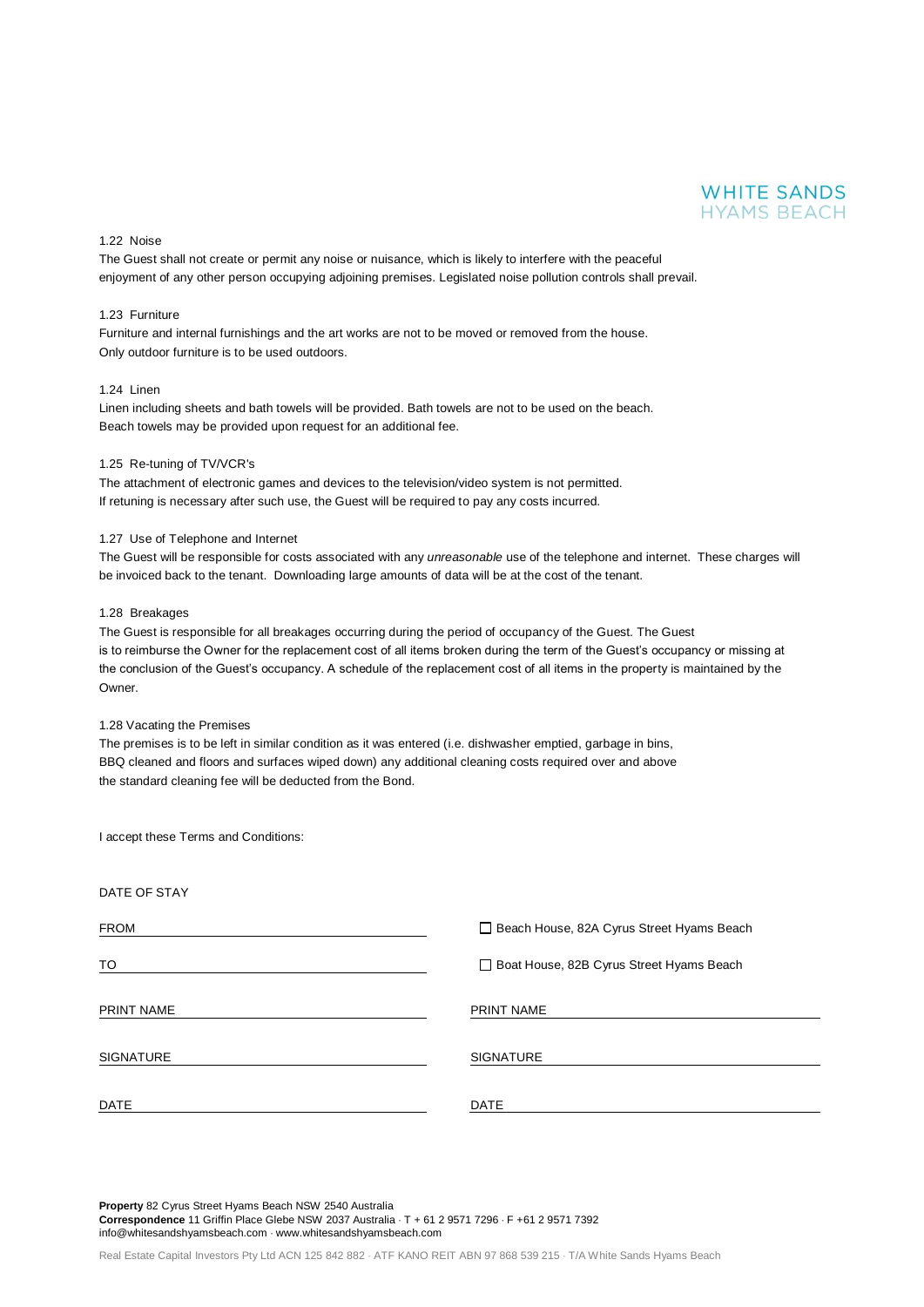1.22 Noise

The Guest shall not create or permit any noise or nuisance, which is likely to interfere with the peaceful enjoyment of any other person occupying adjoining premises. Legislated noise pollution controls shall prevail.

1.23 Furniture

Furniture and internal furnishings and the art works are not to be moved or removed from the house. Only outdoor furniture is to be used outdoors.

1.24 Linen

Linen including sheets and bath towels will be provided. Bath towels are not to be used on the beach. Beach towels may be provided upon request for an additional fee.

1.25 Re-tuning of TV/VCR's

The attachment of electronic games and devices to the television/video system is not permitted. If retuning is necessary after such use, the Guest will be required to pay any costs incurred.

1.27 Use of Telephone and Internet

The Guest will be responsible for costs associated with any *unreasonable* use of the telephone and internet. These charges will be invoiced back to the tenant. Downloading large amounts of data will be at the cost of the tenant.

1.28 Breakages

The Guest is responsible for all breakages occurring during the period of occupancy of the Guest. The Guest is to reimburse the Owner for the replacement cost of all items broken during the term of the Guest's occupancy or missing at the conclusion of the Guest's occupancy. A schedule of the replacement cost of all items in the property is maintained by the Owner.

1.28 Vacating the Premises

The premises is to be left in similar condition as it was entered (i.e. dishwasher emptied, garbage in bins, BBQ cleaned and floors and surfaces wiped down) any additional cleaning costs required over and above the standard cleaning fee will be deducted from the Bond.

I accept these Terms and Conditions:

DATE OF STAY

FROM ______________________ ☐ Beach House, 82A Cyrus Street Hyams Beach

TO ______________________ ☐ Boat House, 82B Cyrus Street Hyams Beach

PRINT NAME ______________________ PRINT NAME ______________________

SIGNATURE ______________________ SIGNATURE ______________________

DATE ______________________ DATE ______________________

**Property** 82 Cyrus Street Hyams Beach NSW 2540 Australia
**Correspondence** 11 Griffin Place Glebe NSW 2037 Australia · T + 61 2 9571 7296 · F +61 2 9571 7392
info@whitesandshyamsbeach.com · www.whitesandshyamsbeach.com

Real Estate Capital Investors Pty Ltd ACN 125 842 882 · ATF KANO REIT ABN 97 868 539 215 · T/A White Sands Hyams Beach